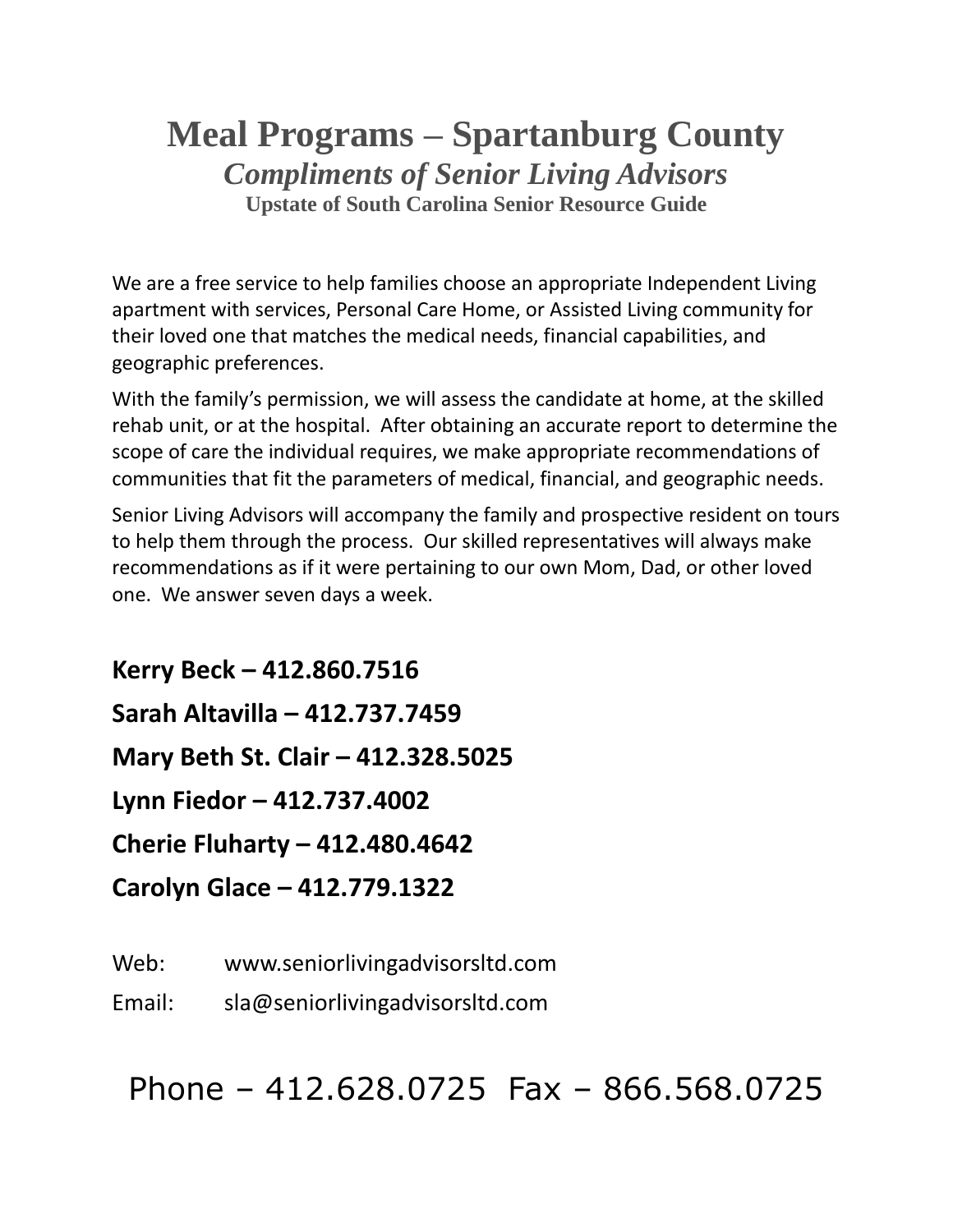# Meal Programs – Spartanburg County

## *Compliments of Senior Living Advisors*

### Upstate of South Carolina Senior Resource Guide

We are a free service to help families choose an appropriate Independent Living apartment with services, Personal Care Home, or Assisted Living community for their loved one that matches the medical needs, financial capabilities, and geographic preferences.

With the family's permission, we will assess the candidate at home, at the skilled rehab unit, or at the hospital. After obtaining an accurate report to determine the scope of care the individual requires, we make appropriate recommendations of communities that fit the parameters of medical, financial, and geographic needs.

Senior Living Advisors will accompany the family and prospective resident on tours to help them through the process. Our skilled representatives will always make recommendations as if it were pertaining to our own Mom, Dad, or other loved one. We answer seven days a week.

**Kerry Beck – 412.860.7516**

**Sarah Altavilla – 412.737.7459**

**Mary Beth St. Clair – 412.328.5025**

**Lynn Fiedor – 412.737.4002**

**Cherie Fluharty – 412.480.4642**

**Carolyn Glace – 412.779.1322**

Web: www.seniorlivingadvisorsltd.com

Email: sla@seniorlivingadvisorsltd.com

Phone – 412.628.0725 Fax – 866.568.0725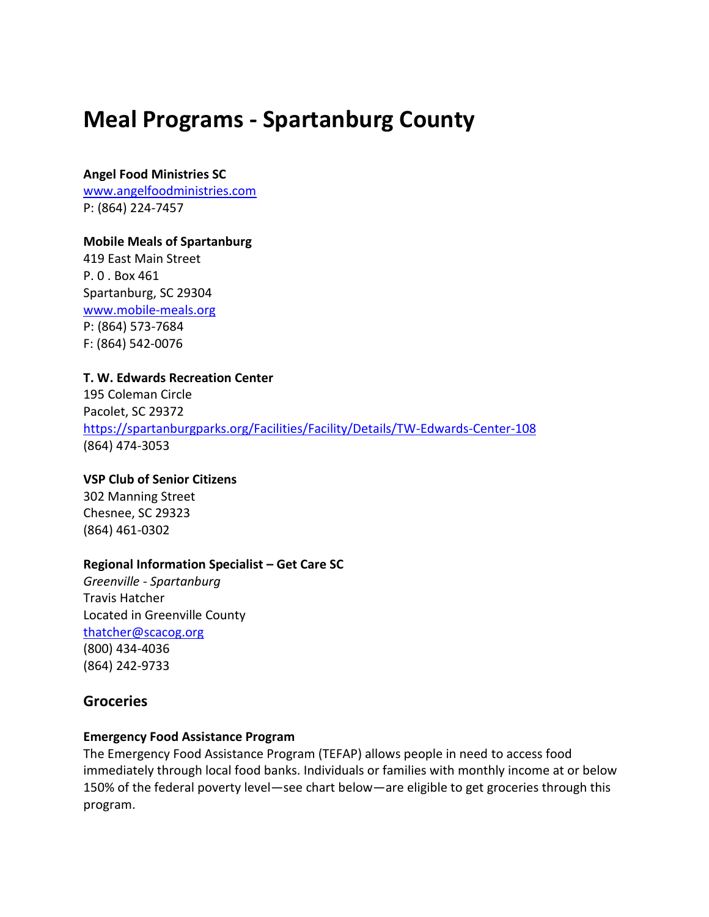# Meal Programs - Spartanburg County

**Angel Food Ministries SC**
[www.angelfoodministries.com](www.angelfoodministries.com)
P: (864) 224-7457

**Mobile Meals of Spartanburg**
419 East Main Street
P. 0 . Box 461
Spartanburg, SC 29304
[www.mobile-meals.org](www.mobile-meals.org)
P: (864) 573-7684
F: (864) 542-0076

**T. W. Edwards Recreation Center**
195 Coleman Circle
Pacolet, SC 29372
[https://spartanburgparks.org/Facilities/Facility/Details/TW-Edwards-Center-108](https://spartanburgparks.org/Facilities/Facility/Details/TW-Edwards-Center-108)
(864) 474-3053

**VSP Club of Senior Citizens**
302 Manning Street
Chesnee, SC 29323
(864) 461-0302

**Regional Information Specialist – Get Care SC**
*Greenville - Spartanburg*
Travis Hatcher
Located in Greenville County
[thatcher@scacog.org](mailto:thatcher@scacog.org)
(800) 434-4036
(864) 242-9733

## Groceries

**Emergency Food Assistance Program**
The Emergency Food Assistance Program (TEFAP) allows people in need to access food immediately through local food banks. Individuals or families with monthly income at or below 150% of the federal poverty level—see chart below—are eligible to get groceries through this program.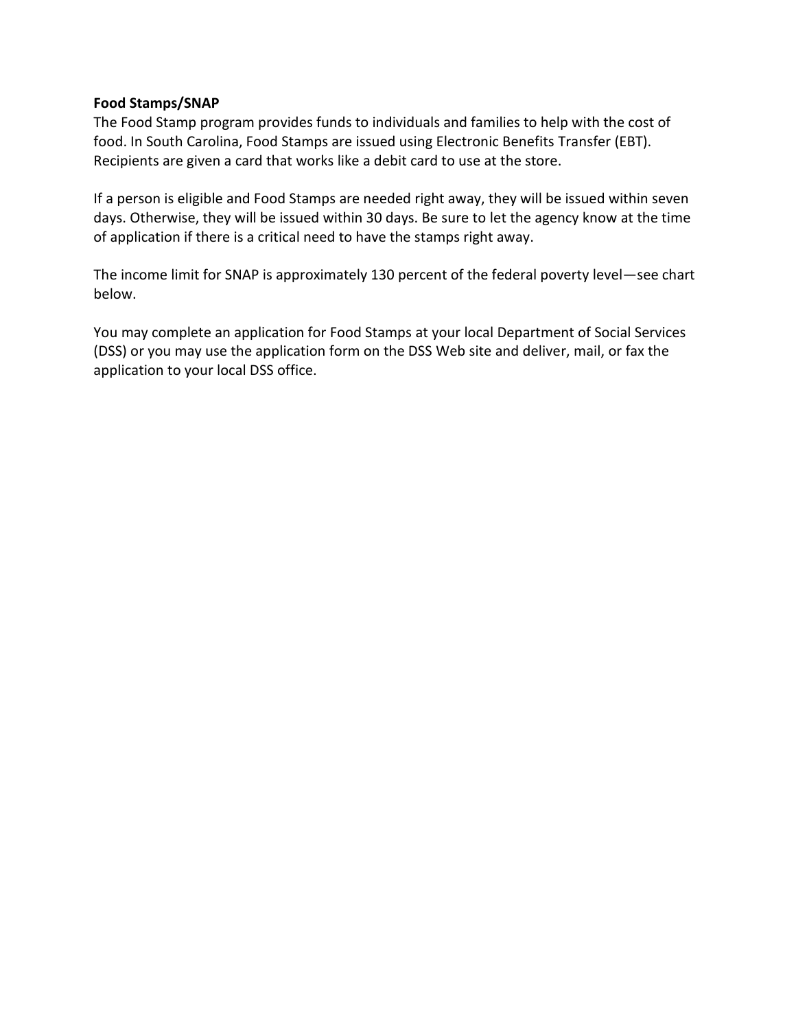**Food Stamps/SNAP**

The Food Stamp program provides funds to individuals and families to help with the cost of food. In South Carolina, Food Stamps are issued using Electronic Benefits Transfer (EBT). Recipients are given a card that works like a debit card to use at the store.

If a person is eligible and Food Stamps are needed right away, they will be issued within seven days. Otherwise, they will be issued within 30 days. Be sure to let the agency know at the time of application if there is a critical need to have the stamps right away.

The income limit for SNAP is approximately 130 percent of the federal poverty level—see chart below.

You may complete an application for Food Stamps at your local Department of Social Services (DSS) or you may use the application form on the DSS Web site and deliver, mail, or fax the application to your local DSS office.